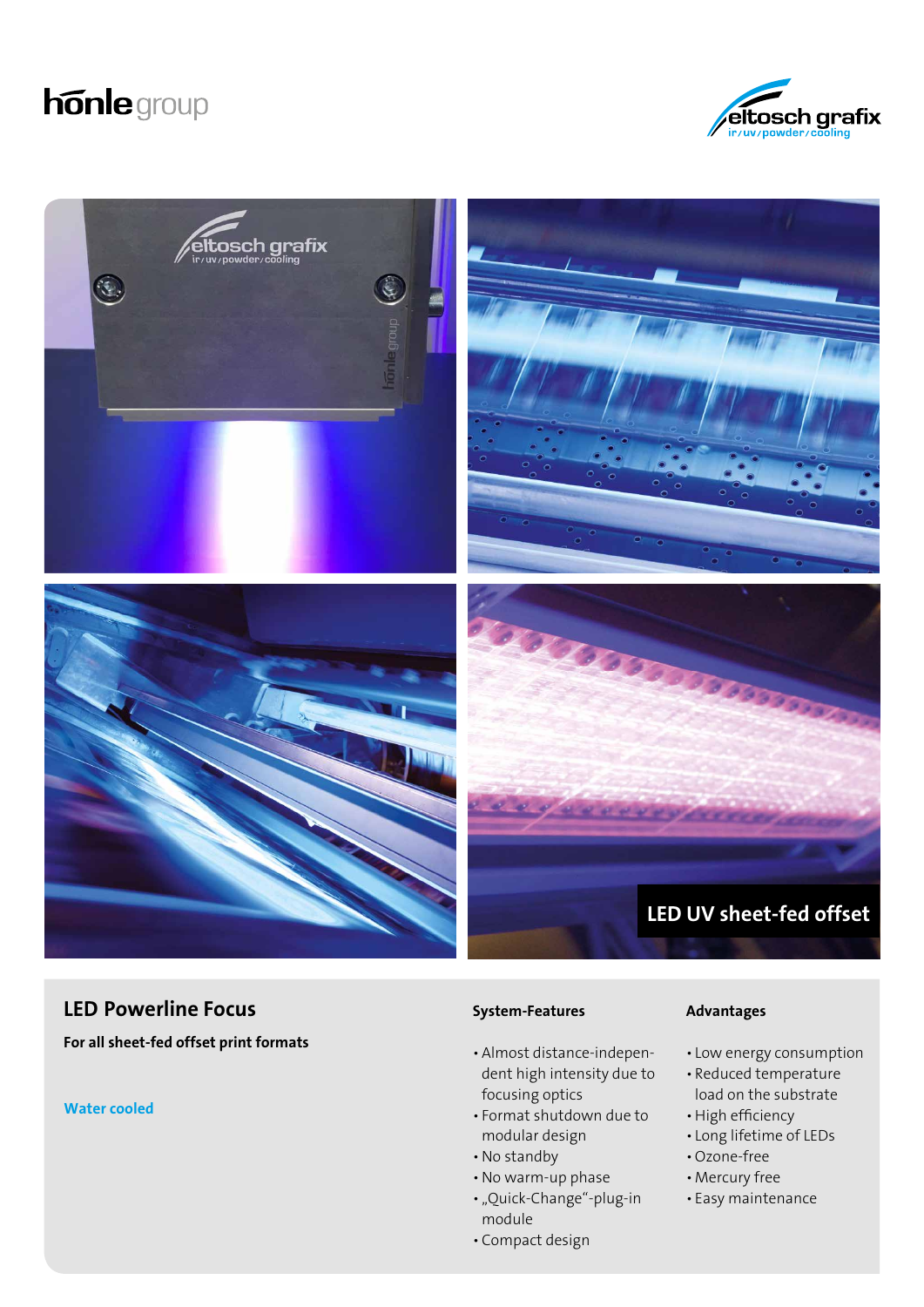hönle group

eltosch grafix
ir/uv/powder/cooling

LED UV sheet-fed offset

## LED Powerline Focus

**For all sheet-fed offset print formats**

**Water cooled**

### System-Features

- Almost distance-independent high intensity due to focusing optics
- Format shutdown due to modular design
- No standby
- No warm-up phase
- „Quick-Change"-plug-in module
- Compact design

### Advantages

- Low energy consumption
- Reduced temperature load on the substrate
- High efficiency
- Long lifetime of LEDs
- Ozone-free
- Mercury free
- Easy maintenance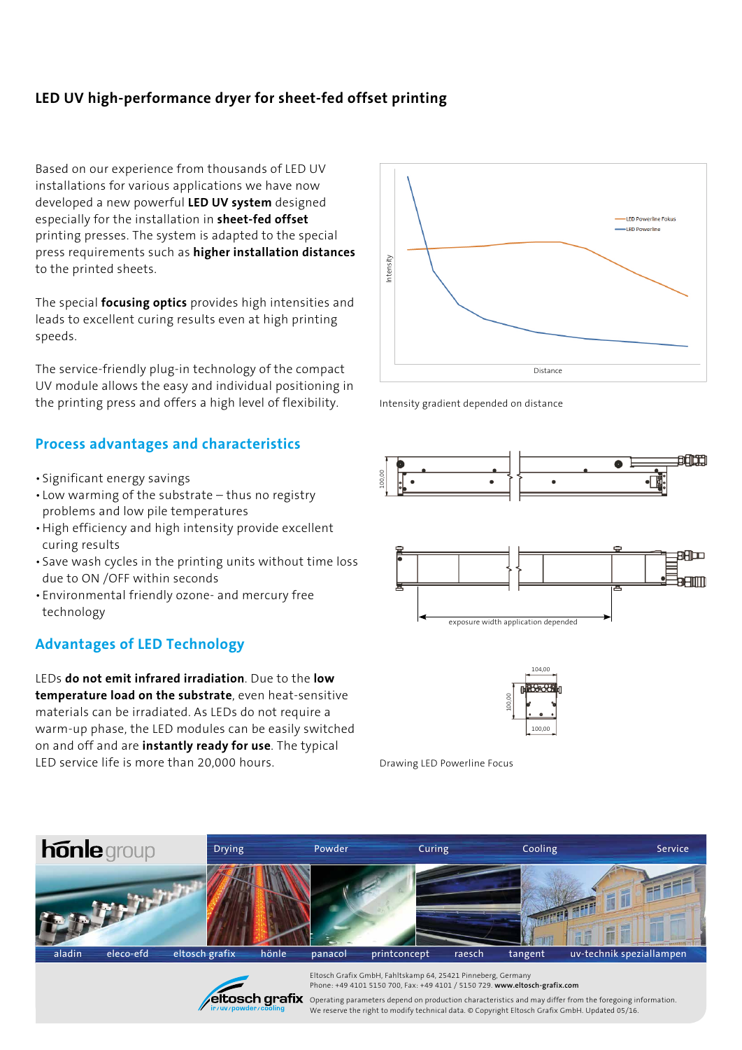## LED UV high-performance dryer for sheet-fed offset printing

Based on our experience from thousands of LED UV installations for various applications we have now developed a new powerful **LED UV system** designed especially for the installation in **sheet-fed offset** printing presses. The system is adapted to the special press requirements such as **higher installation distances** to the printed sheets.

The special **focusing optics** provides high intensities and leads to excellent curing results even at high printing speeds.

The service-friendly plug-in technology of the compact UV module allows the easy and individual positioning in the printing press and offers a high level of flexibility.

LED Powerline Fokus
LED Powerline
Intensity
Distance

Intensity gradient depended on distance

### Process advantages and characteristics

- Significant energy savings
- Low warming of the substrate – thus no registry problems and low pile temperatures
- High efficiency and high intensity provide excellent curing results
- Save wash cycles in the printing units without time loss due to ON /OFF within seconds
- Environmental friendly ozone- and mercury free technology

### Advantages of LED Technology

LEDs **do not emit infrared irradiation**. Due to the **low temperature load on the substrate**, even heat-sensitive materials can be irradiated. As LEDs do not require a warm-up phase, the LED modules can be easily switched on and off and are **instantly ready for use**. The typical LED service life is more than 20,000 hours.

100,00

exposure width application depended

104,00
100,00
100,00

Drawing LED Powerline Focus

hönle group
Drying Powder Curing Cooling Service
aladin eleco-efd eltosch grafix hönle panacol printconcept raesch tangent uv-technik speziallampen

eltosch grafix
ir/uv/powder/cooling

Eltosch Grafix GmbH, Fahltskamp 64, 25421 Pinneberg, Germany
Phone: +49 4101 5150 700, Fax: +49 4101 / 5150 729. **www.eltosch-grafix.com**

Operating parameters depend on production characteristics and may differ from the foregoing information.
We reserve the right to modify technical data. © Copyright Eltosch Grafix GmbH. Updated 05/16.